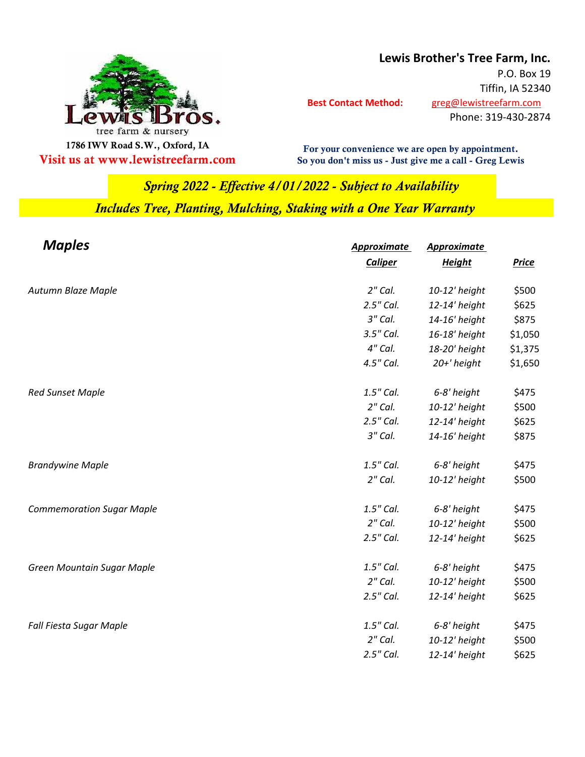Lewis Bros.
tree farm & nursery

1786 IWV Road S.W., Oxford, IA

**Visit us at www.lewistreefarm.com**

**Lewis Brother's Tree Farm, Inc.**
P.O. Box 19
Tiffin, IA 52340

**Best Contact Method:** greg@lewistreefarm.com
Phone: 319-430-2874

**For your convenience we are open by appointment.**
**So you don't miss us - Just give me a call - Greg Lewis**

***Spring 2022 - Effective 4/01/2022 - Subject to Availability***

***Includes Tree, Planting, Mulching, Staking with a One Year Warranty***

## *Maples*

| | Approximate Caliper | Approximate Height | Price |
|---|---|---|---|
| *Autumn Blaze Maple* | 2" Cal. | 10-12' height | $500 |
| | 2.5" Cal. | 12-14' height | $625 |
| | 3" Cal. | 14-16' height | $875 |
| | 3.5" Cal. | 16-18' height | $1,050 |
| | 4" Cal. | 18-20' height | $1,375 |
| | 4.5" Cal. | 20+' height | $1,650 |
| *Red Sunset Maple* | 1.5" Cal. | 6-8' height | $475 |
| | 2" Cal. | 10-12' height | $500 |
| | 2.5" Cal. | 12-14' height | $625 |
| | 3" Cal. | 14-16' height | $875 |
| *Brandywine Maple* | 1.5" Cal. | 6-8' height | $475 |
| | 2" Cal. | 10-12' height | $500 |
| *Commemoration Sugar Maple* | 1.5" Cal. | 6-8' height | $475 |
| | 2" Cal. | 10-12' height | $500 |
| | 2.5" Cal. | 12-14' height | $625 |
| *Green Mountain Sugar Maple* | 1.5" Cal. | 6-8' height | $475 |
| | 2" Cal. | 10-12' height | $500 |
| | 2.5" Cal. | 12-14' height | $625 |
| *Fall Fiesta Sugar Maple* | 1.5" Cal. | 6-8' height | $475 |
| | 2" Cal. | 10-12' height | $500 |
| | 2.5" Cal. | 12-14' height | $625 |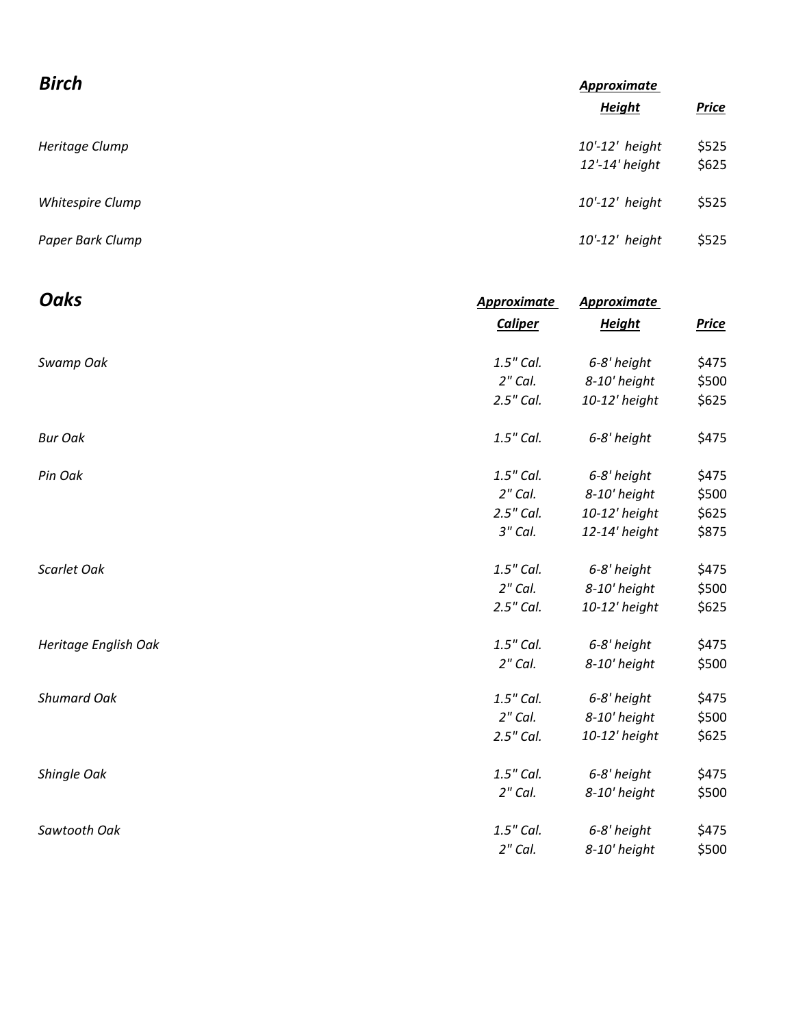## *Birch*

| | *Approximate Height* | *Price* |
|---|---|---|
| *Heritage Clump* | *10'-12' height* | $525 |
| | *12'-14' height* | $625 |
| *Whitespire Clump* | *10'-12' height* | $525 |
| *Paper Bark Clump* | *10'-12' height* | $525 |

## *Oaks*

| | *Approximate Caliper* | *Approximate Height* | *Price* |
|---|---|---|---|
| *Swamp Oak* | *1.5" Cal.* | *6-8' height* | $475 |
| | *2" Cal.* | *8-10' height* | $500 |
| | *2.5" Cal.* | *10-12' height* | $625 |
| *Bur Oak* | *1.5" Cal.* | *6-8' height* | $475 |
| *Pin Oak* | *1.5" Cal.* | *6-8' height* | $475 |
| | *2" Cal.* | *8-10' height* | $500 |
| | *2.5" Cal.* | *10-12' height* | $625 |
| | *3" Cal.* | *12-14' height* | $875 |
| *Scarlet Oak* | *1.5" Cal.* | *6-8' height* | $475 |
| | *2" Cal.* | *8-10' height* | $500 |
| | *2.5" Cal.* | *10-12' height* | $625 |
| *Heritage English Oak* | *1.5" Cal.* | *6-8' height* | $475 |
| | *2" Cal.* | *8-10' height* | $500 |
| *Shumard Oak* | *1.5" Cal.* | *6-8' height* | $475 |
| | *2" Cal.* | *8-10' height* | $500 |
| | *2.5" Cal.* | *10-12' height* | $625 |
| *Shingle Oak* | *1.5" Cal.* | *6-8' height* | $475 |
| | *2" Cal.* | *8-10' height* | $500 |
| *Sawtooth Oak* | *1.5" Cal.* | *6-8' height* | $475 |
| | *2" Cal.* | *8-10' height* | $500 |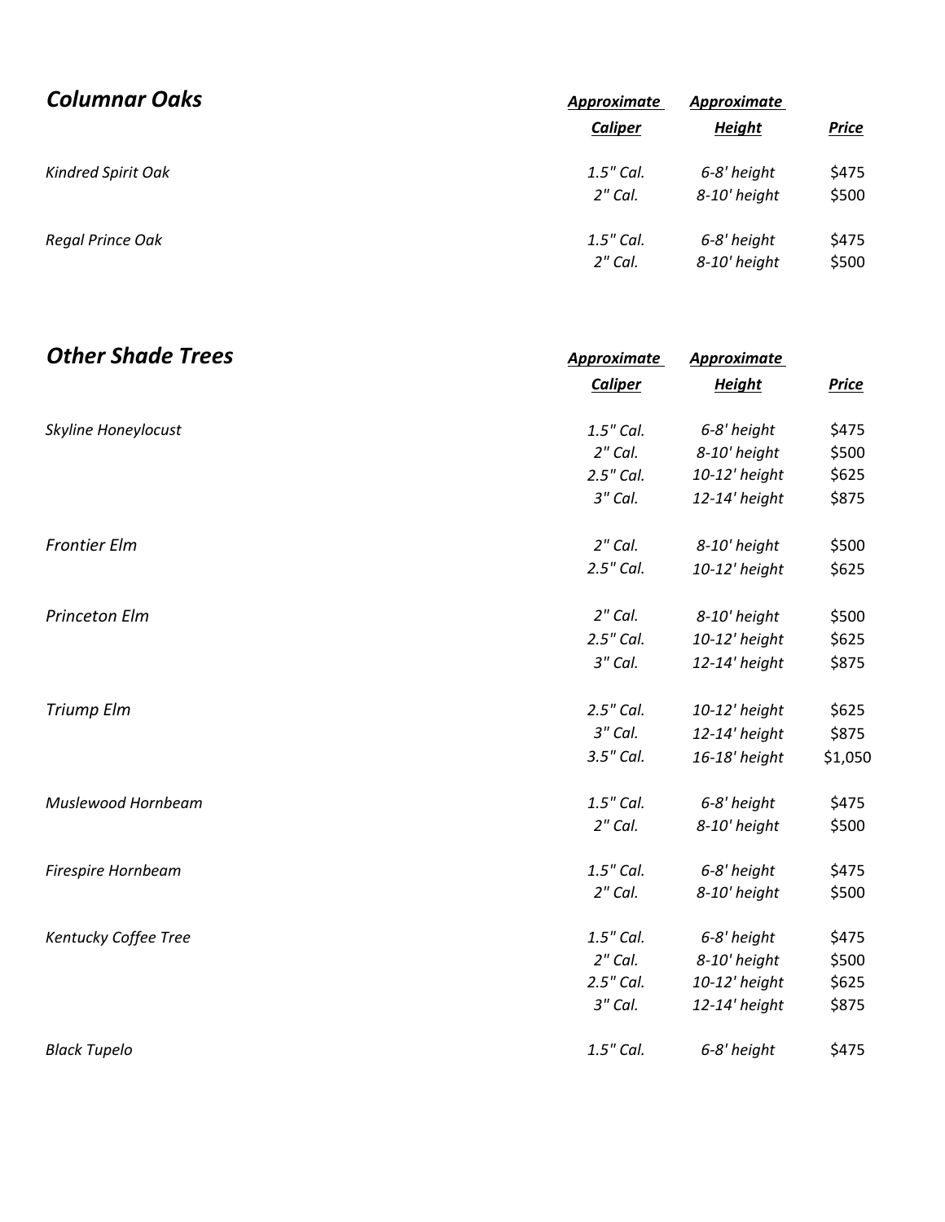## *Columnar Oaks*

| | *Approximate Caliper* | *Approximate Height* | *Price* |
|---|---|---|---|
| *Kindred Spirit Oak* | *1.5" Cal.* | *6-8' height* | $475 |
| | *2" Cal.* | *8-10' height* | $500 |
| *Regal Prince Oak* | *1.5" Cal.* | *6-8' height* | $475 |
| | *2" Cal.* | *8-10' height* | $500 |

## *Other Shade Trees*

| | *Approximate Caliper* | *Approximate Height* | *Price* |
|---|---|---|---|
| *Skyline Honeylocust* | *1.5" Cal.* | *6-8' height* | $475 |
| | *2" Cal.* | *8-10' height* | $500 |
| | *2.5" Cal.* | *10-12' height* | $625 |
| | *3" Cal.* | *12-14' height* | $875 |
| *Frontier Elm* | *2" Cal.* | *8-10' height* | $500 |
| | *2.5" Cal.* | *10-12' height* | $625 |
| *Princeton Elm* | *2" Cal.* | *8-10' height* | $500 |
| | *2.5" Cal.* | *10-12' height* | $625 |
| | *3" Cal.* | *12-14' height* | $875 |
| *Triump Elm* | *2.5" Cal.* | *10-12' height* | $625 |
| | *3" Cal.* | *12-14' height* | $875 |
| | *3.5" Cal.* | *16-18' height* | $1,050 |
| *Muslewood Hornbeam* | *1.5" Cal.* | *6-8' height* | $475 |
| | *2" Cal.* | *8-10' height* | $500 |
| *Firespire Hornbeam* | *1.5" Cal.* | *6-8' height* | $475 |
| | *2" Cal.* | *8-10' height* | $500 |
| *Kentucky Coffee Tree* | *1.5" Cal.* | *6-8' height* | $475 |
| | *2" Cal.* | *8-10' height* | $500 |
| | *2.5" Cal.* | *10-12' height* | $625 |
| | *3" Cal.* | *12-14' height* | $875 |
| *Black Tupelo* | *1.5" Cal.* | *6-8' height* | $475 |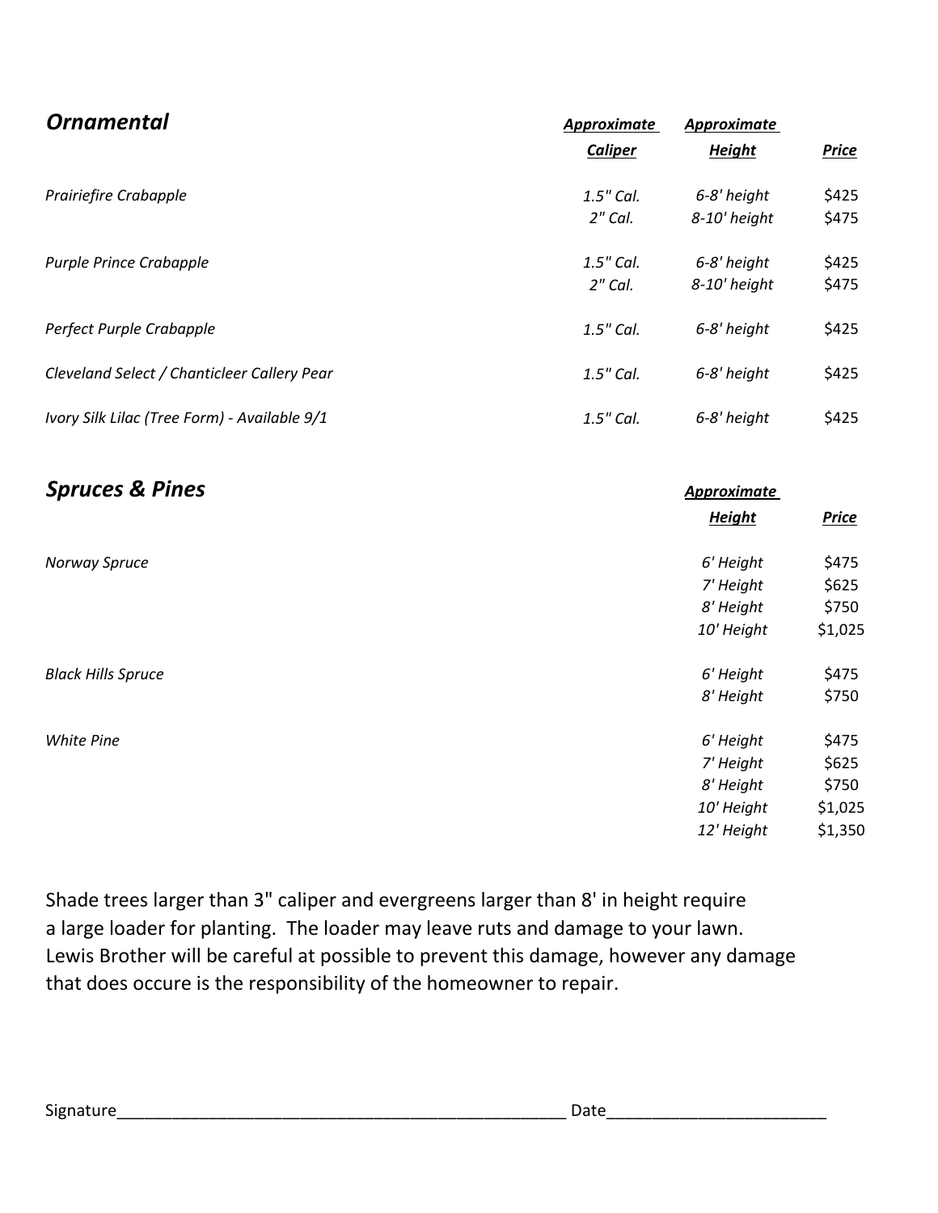## *Ornamental*

| | *Approximate Caliper* | *Approximate Height* | *Price* |
|---|---|---|---|
| *Prairiefire Crabapple* | *1.5" Cal.* | *6-8' height* | $425 |
| | *2" Cal.* | *8-10' height* | $475 |
| *Purple Prince Crabapple* | *1.5" Cal.* | *6-8' height* | $425 |
| | *2" Cal.* | *8-10' height* | $475 |
| *Perfect Purple Crabapple* | *1.5" Cal.* | *6-8' height* | $425 |
| *Cleveland Select / Chanticleer Callery Pear* | *1.5" Cal.* | *6-8' height* | $425 |
| *Ivory Silk Lilac (Tree Form) - Available 9/1* | *1.5" Cal.* | *6-8' height* | $425 |

## *Spruces & Pines*

| | *Approximate Height* | *Price* |
|---|---|---|
| *Norway Spruce* | *6' Height* | $475 |
| | *7' Height* | $625 |
| | *8' Height* | $750 |
| | *10' Height* | $1,025 |
| *Black Hills Spruce* | *6' Height* | $475 |
| | *8' Height* | $750 |
| *White Pine* | *6' Height* | $475 |
| | *7' Height* | $625 |
| | *8' Height* | $750 |
| | *10' Height* | $1,025 |
| | *12' Height* | $1,350 |

Shade trees larger than 3" caliper and evergreens larger than 8' in height require a large loader for planting. The loader may leave ruts and damage to your lawn. Lewis Brother will be careful at possible to prevent this damage, however any damage that does occure is the responsibility of the homeowner to repair.

Signature__________________________________________________ Date_______________________